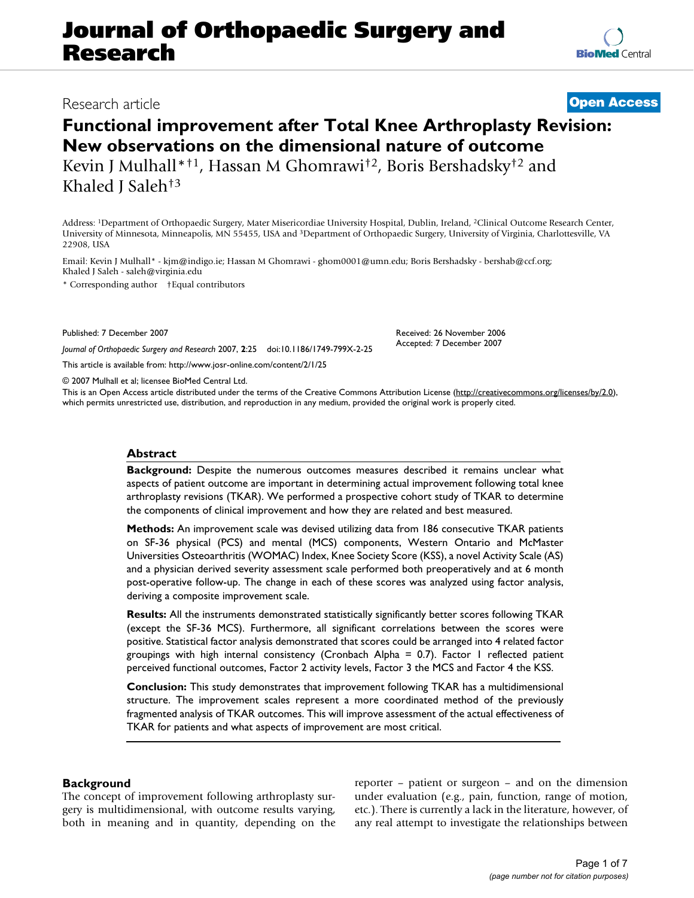Research article **Open Access**

# Functional improvement after Total Knee Arthroplasty Revision: New observations on the dimensional nature of outcome

Kevin J Mulhall*[†1], Hassan M Ghomrawi[†2], Boris Bershadsky[†2] and Khaled J Saleh[†3]

Address: [1]Department of Orthopaedic Surgery, Mater Misericordiae University Hospital, Dublin, Ireland, [2]Clinical Outcome Research Center, University of Minnesota, Minneapolis, MN 55455, USA and [3]Department of Orthopaedic Surgery, University of Virginia, Charlottesville, VA 22908, USA

Email: Kevin J Mulhall* - kjm@indigo.ie; Hassan M Ghomrawi - ghom0001@umn.edu; Boris Bershadsky - bershab@ccf.org; Khaled J Saleh - saleh@virginia.edu

\* Corresponding author †Equal contributors

Published: 7 December 2007

*Journal of Orthopaedic Surgery and Research* 2007, **2**:25 doi:10.1186/1749-799X-2-25

Received: 26 November 2006
Accepted: 7 December 2007

This article is available from: http://www.josr-online.com/content/2/1/25

© 2007 Mulhall et al; licensee BioMed Central Ltd.

This is an Open Access article distributed under the terms of the Creative Commons Attribution License (http://creativecommons.org/licenses/by/2.0), which permits unrestricted use, distribution, and reproduction in any medium, provided the original work is properly cited.

## Abstract

**Background:** Despite the numerous outcomes measures described it remains unclear what aspects of patient outcome are important in determining actual improvement following total knee arthroplasty revisions (TKAR). We performed a prospective cohort study of TKAR to determine the components of clinical improvement and how they are related and best measured.

**Methods:** An improvement scale was devised utilizing data from 186 consecutive TKAR patients on SF-36 physical (PCS) and mental (MCS) components, Western Ontario and McMaster Universities Osteoarthritis (WOMAC) Index, Knee Society Score (KSS), a novel Activity Scale (AS) and a physician derived severity assessment scale performed both preoperatively and at 6 month post-operative follow-up. The change in each of these scores was analyzed using factor analysis, deriving a composite improvement scale.

**Results:** All the instruments demonstrated statistically significantly better scores following TKAR (except the SF-36 MCS). Furthermore, all significant correlations between the scores were positive. Statistical factor analysis demonstrated that scores could be arranged into 4 related factor groupings with high internal consistency (Cronbach Alpha = 0.7). Factor 1 reflected patient perceived functional outcomes, Factor 2 activity levels, Factor 3 the MCS and Factor 4 the KSS.

**Conclusion:** This study demonstrates that improvement following TKAR has a multidimensional structure. The improvement scales represent a more coordinated method of the previously fragmented analysis of TKAR outcomes. This will improve assessment of the actual effectiveness of TKAR for patients and what aspects of improvement are most critical.

## Background

The concept of improvement following arthroplasty surgery is multidimensional, with outcome results varying, both in meaning and in quantity, depending on the reporter – patient or surgeon – and on the dimension under evaluation (e.g., pain, function, range of motion, etc.). There is currently a lack in the literature, however, of any real attempt to investigate the relationships between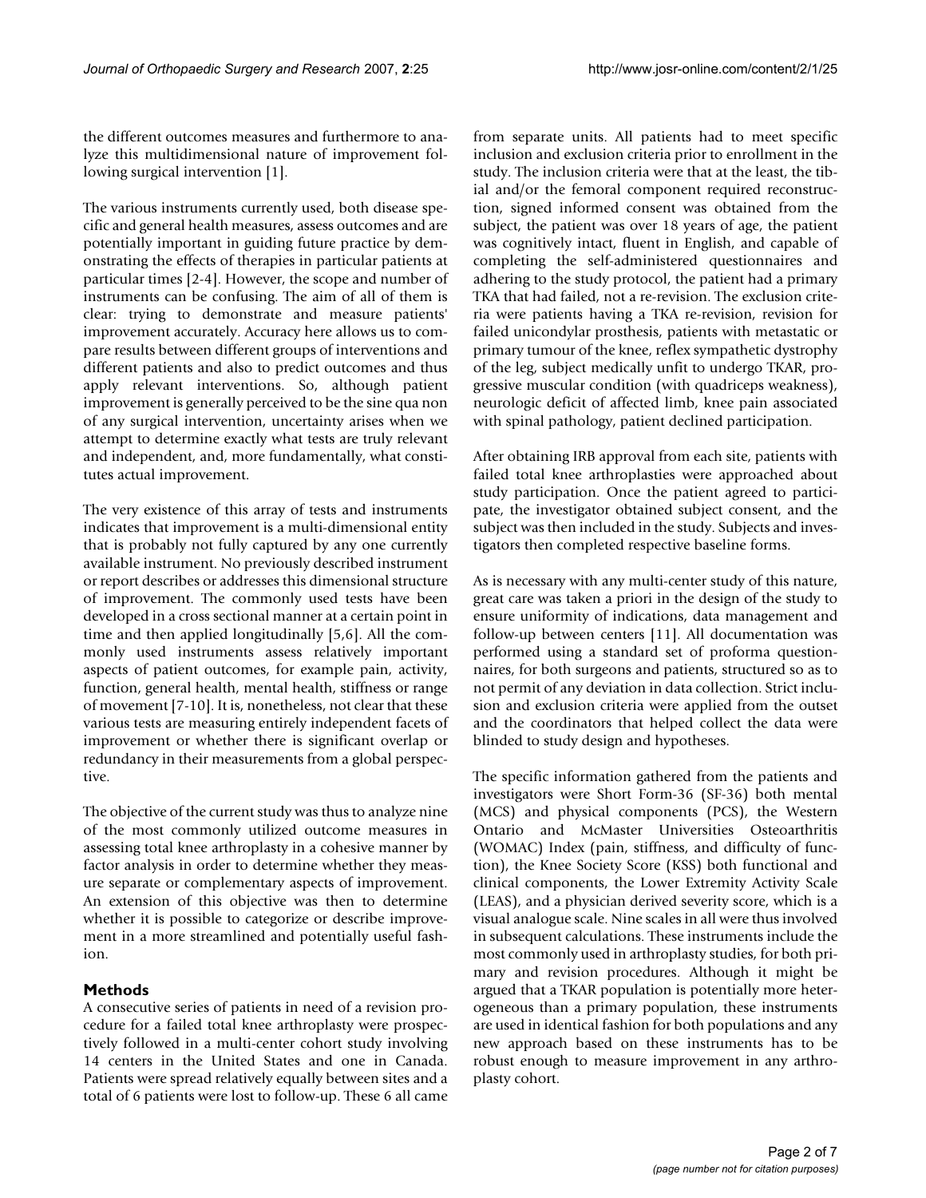the different outcomes measures and furthermore to analyze this multidimensional nature of improvement following surgical intervention [1].

The various instruments currently used, both disease specific and general health measures, assess outcomes and are potentially important in guiding future practice by demonstrating the effects of therapies in particular patients at particular times [2-4]. However, the scope and number of instruments can be confusing. The aim of all of them is clear: trying to demonstrate and measure patients' improvement accurately. Accuracy here allows us to compare results between different groups of interventions and different patients and also to predict outcomes and thus apply relevant interventions. So, although patient improvement is generally perceived to be the sine qua non of any surgical intervention, uncertainty arises when we attempt to determine exactly what tests are truly relevant and independent, and, more fundamentally, what constitutes actual improvement.

The very existence of this array of tests and instruments indicates that improvement is a multi-dimensional entity that is probably not fully captured by any one currently available instrument. No previously described instrument or report describes or addresses this dimensional structure of improvement. The commonly used tests have been developed in a cross sectional manner at a certain point in time and then applied longitudinally [5,6]. All the commonly used instruments assess relatively important aspects of patient outcomes, for example pain, activity, function, general health, mental health, stiffness or range of movement [7-10]. It is, nonetheless, not clear that these various tests are measuring entirely independent facets of improvement or whether there is significant overlap or redundancy in their measurements from a global perspective.

The objective of the current study was thus to analyze nine of the most commonly utilized outcome measures in assessing total knee arthroplasty in a cohesive manner by factor analysis in order to determine whether they measure separate or complementary aspects of improvement. An extension of this objective was then to determine whether it is possible to categorize or describe improvement in a more streamlined and potentially useful fashion.

## Methods

A consecutive series of patients in need of a revision procedure for a failed total knee arthroplasty were prospectively followed in a multi-center cohort study involving 14 centers in the United States and one in Canada. Patients were spread relatively equally between sites and a total of 6 patients were lost to follow-up. These 6 all came from separate units. All patients had to meet specific inclusion and exclusion criteria prior to enrollment in the study. The inclusion criteria were that at the least, the tibial and/or the femoral component required reconstruction, signed informed consent was obtained from the subject, the patient was over 18 years of age, the patient was cognitively intact, fluent in English, and capable of completing the self-administered questionnaires and adhering to the study protocol, the patient had a primary TKA that had failed, not a re-revision. The exclusion criteria were patients having a TKA re-revision, revision for failed unicondylar prosthesis, patients with metastatic or primary tumour of the knee, reflex sympathetic dystrophy of the leg, subject medically unfit to undergo TKAR, progressive muscular condition (with quadriceps weakness), neurologic deficit of affected limb, knee pain associated with spinal pathology, patient declined participation.

After obtaining IRB approval from each site, patients with failed total knee arthroplasties were approached about study participation. Once the patient agreed to participate, the investigator obtained subject consent, and the subject was then included in the study. Subjects and investigators then completed respective baseline forms.

As is necessary with any multi-center study of this nature, great care was taken a priori in the design of the study to ensure uniformity of indications, data management and follow-up between centers [11]. All documentation was performed using a standard set of proforma questionnaires, for both surgeons and patients, structured so as to not permit of any deviation in data collection. Strict inclusion and exclusion criteria were applied from the outset and the coordinators that helped collect the data were blinded to study design and hypotheses.

The specific information gathered from the patients and investigators were Short Form-36 (SF-36) both mental (MCS) and physical components (PCS), the Western Ontario and McMaster Universities Osteoarthritis (WOMAC) Index (pain, stiffness, and difficulty of function), the Knee Society Score (KSS) both functional and clinical components, the Lower Extremity Activity Scale (LEAS), and a physician derived severity score, which is a visual analogue scale. Nine scales in all were thus involved in subsequent calculations. These instruments include the most commonly used in arthroplasty studies, for both primary and revision procedures. Although it might be argued that a TKAR population is potentially more heterogeneous than a primary population, these instruments are used in identical fashion for both populations and any new approach based on these instruments has to be robust enough to measure improvement in any arthroplasty cohort.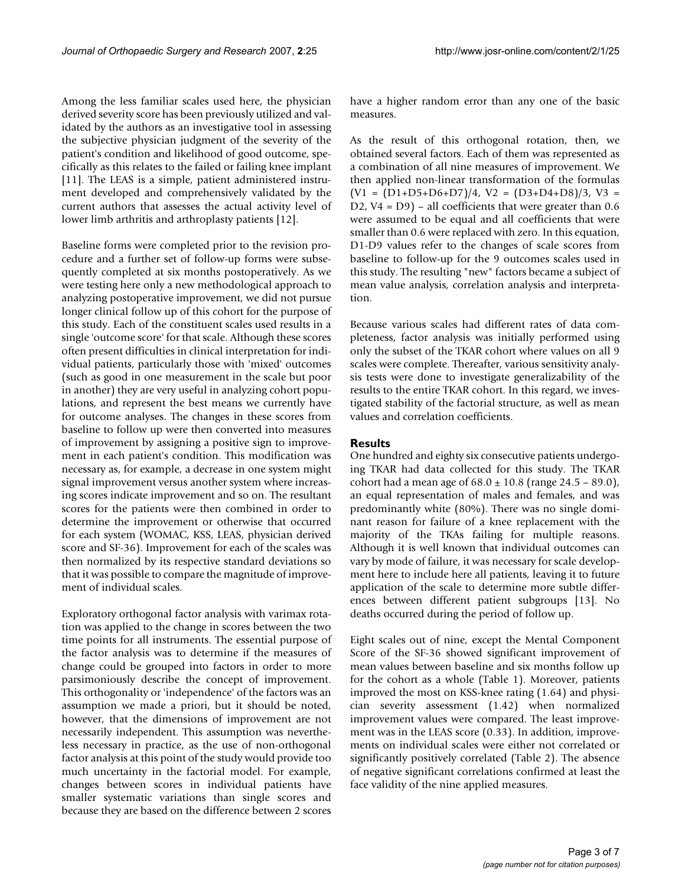Among the less familiar scales used here, the physician derived severity score has been previously utilized and validated by the authors as an investigative tool in assessing the subjective physician judgment of the severity of the patient's condition and likelihood of good outcome, specifically as this relates to the failed or failing knee implant [11]. The LEAS is a simple, patient administered instrument developed and comprehensively validated by the current authors that assesses the actual activity level of lower limb arthritis and arthroplasty patients [12].

Baseline forms were completed prior to the revision procedure and a further set of follow-up forms were subsequently completed at six months postoperatively. As we were testing here only a new methodological approach to analyzing postoperative improvement, we did not pursue longer clinical follow up of this cohort for the purpose of this study. Each of the constituent scales used results in a single 'outcome score' for that scale. Although these scores often present difficulties in clinical interpretation for individual patients, particularly those with 'mixed' outcomes (such as good in one measurement in the scale but poor in another) they are very useful in analyzing cohort populations, and represent the best means we currently have for outcome analyses. The changes in these scores from baseline to follow up were then converted into measures of improvement by assigning a positive sign to improvement in each patient's condition. This modification was necessary as, for example, a decrease in one system might signal improvement versus another system where increasing scores indicate improvement and so on. The resultant scores for the patients were then combined in order to determine the improvement or otherwise that occurred for each system (WOMAC, KSS, LEAS, physician derived score and SF-36). Improvement for each of the scales was then normalized by its respective standard deviations so that it was possible to compare the magnitude of improvement of individual scales.

Exploratory orthogonal factor analysis with varimax rotation was applied to the change in scores between the two time points for all instruments. The essential purpose of the factor analysis was to determine if the measures of change could be grouped into factors in order to more parsimoniously describe the concept of improvement. This orthogonality or 'independence' of the factors was an assumption we made a priori, but it should be noted, however, that the dimensions of improvement are not necessarily independent. This assumption was nevertheless necessary in practice, as the use of non-orthogonal factor analysis at this point of the study would provide too much uncertainty in the factorial model. For example, changes between scores in individual patients have smaller systematic variations than single scores and because they are based on the difference between 2 scores have a higher random error than any one of the basic measures.

As the result of this orthogonal rotation, then, we obtained several factors. Each of them was represented as a combination of all nine measures of improvement. We then applied non-linear transformation of the formulas ($V1 = (D1+D5+D6+D7)/4$, $V2 = (D3+D4+D8)/3$, $V3 = D2$, $V4 = D9$) – all coefficients that were greater than 0.6 were assumed to be equal and all coefficients that were smaller than 0.6 were replaced with zero. In this equation, D1-D9 values refer to the changes of scale scores from baseline to follow-up for the 9 outcomes scales used in this study. The resulting "new" factors became a subject of mean value analysis, correlation analysis and interpretation.

Because various scales had different rates of data completeness, factor analysis was initially performed using only the subset of the TKAR cohort where values on all 9 scales were complete. Thereafter, various sensitivity analysis tests were done to investigate generalizability of the results to the entire TKAR cohort. In this regard, we investigated stability of the factorial structure, as well as mean values and correlation coefficients.

## Results

One hundred and eighty six consecutive patients undergoing TKAR had data collected for this study. The TKAR cohort had a mean age of $68.0 \pm 10.8$ (range 24.5 – 89.0), an equal representation of males and females, and was predominantly white (80%). There was no single dominant reason for failure of a knee replacement with the majority of the TKAs failing for multiple reasons. Although it is well known that individual outcomes can vary by mode of failure, it was necessary for scale development here to include here all patients, leaving it to future application of the scale to determine more subtle differences between different patient subgroups [13]. No deaths occurred during the period of follow up.

Eight scales out of nine, except the Mental Component Score of the SF-36 showed significant improvement of mean values between baseline and six months follow up for the cohort as a whole (Table 1). Moreover, patients improved the most on KSS-knee rating (1.64) and physician severity assessment (1.42) when normalized improvement values were compared. The least improvement was in the LEAS score (0.33). In addition, improvements on individual scales were either not correlated or significantly positively correlated (Table 2). The absence of negative significant correlations confirmed at least the face validity of the nine applied measures.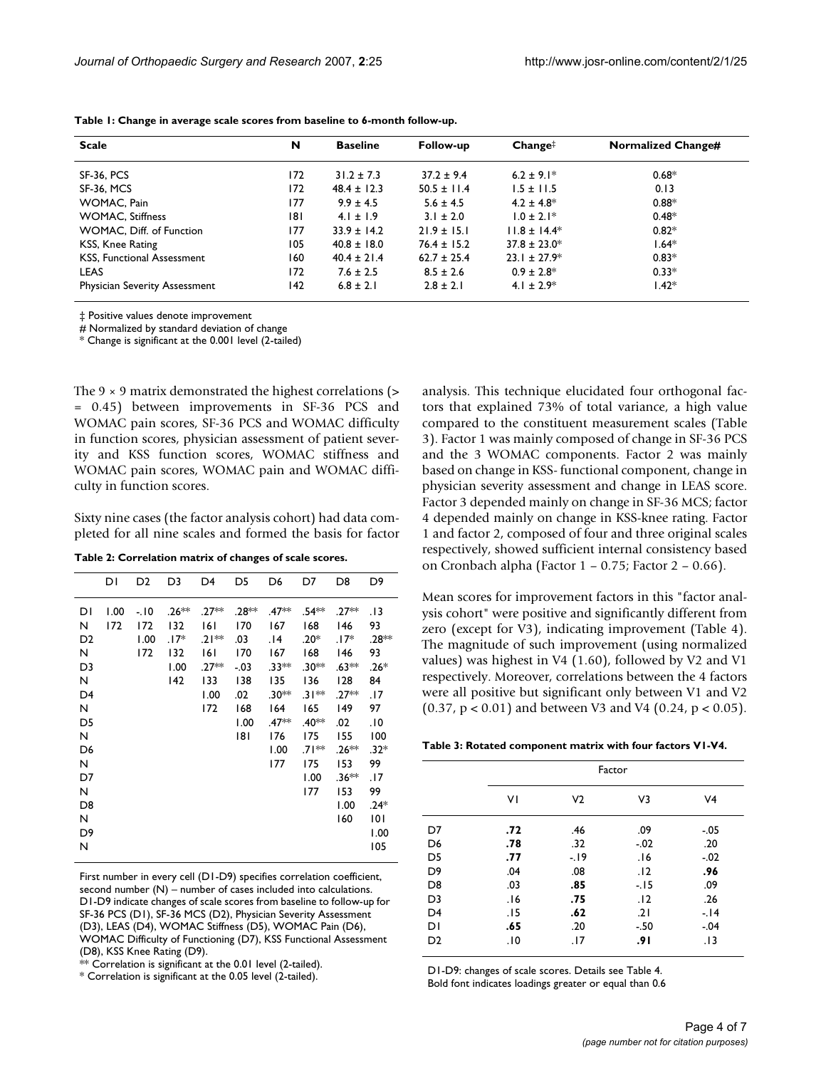**Table 1: Change in average scale scores from baseline to 6-month follow-up.**

| Scale | N | Baseline | Follow-up | Change‡ | Normalized Change# |
|---|---|---|---|---|---|
| SF-36, PCS | 172 | 31.2 ± 7.3 | 37.2 ± 9.4 | 6.2 ± 9.1* | 0.68* |
| SF-36, MCS | 172 | 48.4 ± 12.3 | 50.5 ± 11.4 | 1.5 ± 11.5 | 0.13 |
| WOMAC, Pain | 177 | 9.9 ± 4.5 | 5.6 ± 4.5 | 4.2 ± 4.8* | 0.88* |
| WOMAC, Stiffness | 181 | 4.1 ± 1.9 | 3.1 ± 2.0 | 1.0 ± 2.1* | 0.48* |
| WOMAC, Diff. of Function | 177 | 33.9 ± 14.2 | 21.9 ± 15.1 | 11.8 ± 14.4* | 0.82* |
| KSS, Knee Rating | 105 | 40.8 ± 18.0 | 76.4 ± 15.2 | 37.8 ± 23.0* | 1.64* |
| KSS, Functional Assessment | 160 | 40.4 ± 21.4 | 62.7 ± 25.4 | 23.1 ± 27.9* | 0.83* |
| LEAS | 172 | 7.6 ± 2.5 | 8.5 ± 2.6 | 0.9 ± 2.8* | 0.33* |
| Physician Severity Assessment | 142 | 6.8 ± 2.1 | 2.8 ± 2.1 | 4.1 ± 2.9* | 1.42* |

‡ Positive values denote improvement
# Normalized by standard deviation of change
* Change is significant at the 0.001 level (2-tailed)

The 9 × 9 matrix demonstrated the highest correlations (> = 0.45) between improvements in SF-36 PCS and WOMAC pain scores, SF-36 PCS and WOMAC difficulty in function scores, physician assessment of patient severity and KSS function scores, WOMAC stiffness and WOMAC pain scores, WOMAC pain and WOMAC difficulty in function scores.

Sixty nine cases (the factor analysis cohort) had data completed for all nine scales and formed the basis for factor analysis. This technique elucidated four orthogonal factors that explained 73% of total variance, a high value compared to the constituent measurement scales (Table 3). Factor 1 was mainly composed of change in SF-36 PCS and the 3 WOMAC components. Factor 2 was mainly based on change in KSS- functional component, change in physician severity assessment and change in LEAS score. Factor 3 depended mainly on change in SF-36 MCS; factor 4 depended mainly on change in KSS-knee rating. Factor 1 and factor 2, composed of four and three original scales respectively, showed sufficient internal consistency based on Cronbach alpha (Factor 1 – 0.75; Factor 2 – 0.66).

Mean scores for improvement factors in this "factor analysis cohort" were positive and significantly different from zero (except for V3), indicating improvement (Table 4). The magnitude of such improvement (using normalized values) was highest in V4 (1.60), followed by V2 and V1 respectively. Moreover, correlations between the 4 factors were all positive but significant only between V1 and V2 (0.37, $p < 0.01$) and between V3 and V4 (0.24, $p < 0.05$).

**Table 2: Correlation matrix of changes of scale scores.**

| | D1 | D2 | D3 | D4 | D5 | D6 | D7 | D8 | D9 |
|---|---|---|---|---|---|---|---|---|---|
| D1 | 1.00 | -.10 | .26** | .27** | .28** | .47** | .54** | .27** | .13 |
| N | 172 | 172 | 132 | 161 | 170 | 167 | 168 | 146 | 93 |
| D2 | | 1.00 | .17* | .21** | .03 | .14 | .20* | .17* | .28** |
| N | | 172 | 132 | 161 | 170 | 167 | 168 | 146 | 93 |
| D3 | | | 1.00 | .27** | -.03 | .33** | .30** | .63** | .26* |
| N | | | 142 | 133 | 138 | 135 | 136 | 128 | 84 |
| D4 | | | | 1.00 | .02 | .30** | .31** | .27** | .17 |
| N | | | | 172 | 168 | 164 | 165 | 149 | 97 |
| D5 | | | | | 1.00 | .47** | .40** | .02 | .10 |
| N | | | | | 181 | 176 | 175 | 155 | 100 |
| D6 | | | | | | 1.00 | .71** | .26** | .32* |
| N | | | | | | 177 | 175 | 153 | 99 |
| D7 | | | | | | | 1.00 | .36** | .17 |
| N | | | | | | | 177 | 153 | 99 |
| D8 | | | | | | | | 1.00 | .24* |
| N | | | | | | | | 160 | 101 |
| D9 | | | | | | | | | 1.00 |
| N | | | | | | | | | 105 |

First number in every cell (D1-D9) specifies correlation coefficient, second number (N) – number of cases included into calculations. D1-D9 indicate changes of scale scores from baseline to follow-up for SF-36 PCS (D1), SF-36 MCS (D2), Physician Severity Assessment (D3), LEAS (D4), WOMAC Stiffness (D5), WOMAC Pain (D6), WOMAC Difficulty of Functioning (D7), KSS Functional Assessment (D8), KSS Knee Rating (D9).
** Correlation is significant at the 0.01 level (2-tailed).
* Correlation is significant at the 0.05 level (2-tailed).

**Table 3: Rotated component matrix with four factors V1-V4.**

| | Factor | | | |
|---|---|---|---|---|
| | V1 | V2 | V3 | V4 |
| D7 | **.72** | .46 | .09 | -.05 |
| D6 | **.78** | .32 | -.02 | .20 |
| D5 | **.77** | -.19 | .16 | -.02 |
| D9 | .04 | .08 | .12 | **.96** |
| D8 | .03 | **.85** | -.15 | .09 |
| D3 | .16 | **.75** | .12 | .26 |
| D4 | .15 | **.62** | .21 | -.14 |
| D1 | **.65** | .20 | -.50 | -.04 |
| D2 | .10 | .17 | **.91** | .13 |

D1-D9: changes of scale scores. Details see Table 4.
Bold font indicates loadings greater or equal than 0.6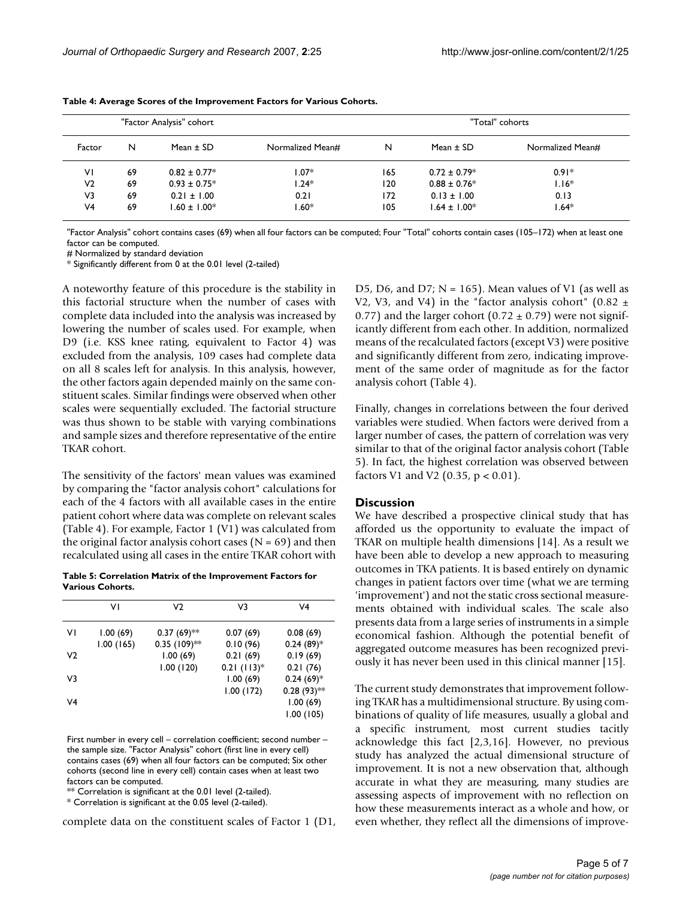**Table 4: Average Scores of the Improvement Factors for Various Cohorts.**

| "Factor Analysis" cohort | | | | "Total" cohorts | | |
|---|---|---|---|---|---|---|
| Factor | N | Mean ± SD | Normalized Mean# | N | Mean ± SD | Normalized Mean# |
| V1 | 69 | 0.82 ± 0.77* | 1.07* | 165 | 0.72 ± 0.79* | 0.91* |
| V2 | 69 | 0.93 ± 0.75* | 1.24* | 120 | 0.88 ± 0.76* | 1.16* |
| V3 | 69 | 0.21 ± 1.00 | 0.21 | 172 | 0.13 ± 1.00 | 0.13 |
| V4 | 69 | 1.60 ± 1.00* | 1.60* | 105 | 1.64 ± 1.00* | 1.64* |

"Factor Analysis" cohort contains cases (69) when all four factors can be computed; Four "Total" cohorts contain cases (105–172) when at least one factor can be computed.
# Normalized by standard deviation
* Significantly different from 0 at the 0.01 level (2-tailed)

A noteworthy feature of this procedure is the stability in this factorial structure when the number of cases with complete data included into the analysis was increased by lowering the number of scales used. For example, when D9 (i.e. KSS knee rating, equivalent to Factor 4) was excluded from the analysis, 109 cases had complete data on all 8 scales left for analysis. In this analysis, however, the other factors again depended mainly on the same constituent scales. Similar findings were observed when other scales were sequentially excluded. The factorial structure was thus shown to be stable with varying combinations and sample sizes and therefore representative of the entire TKAR cohort.

The sensitivity of the factors' mean values was examined by comparing the "factor analysis cohort" calculations for each of the 4 factors with all available cases in the entire patient cohort where data was complete on relevant scales (Table 4). For example, Factor 1 (V1) was calculated from the original factor analysis cohort cases (N = 69) and then recalculated using all cases in the entire TKAR cohort with complete data on the constituent scales of Factor 1 (D1, D5, D6, and D7; N = 165). Mean values of V1 (as well as V2, V3, and V4) in the "factor analysis cohort" (0.82 ± 0.77) and the larger cohort (0.72 ± 0.79) were not significantly different from each other. In addition, normalized means of the recalculated factors (except V3) were positive and significantly different from zero, indicating improvement of the same order of magnitude as for the factor analysis cohort (Table 4).

**Table 5: Correlation Matrix of the Improvement Factors for Various Cohorts.**

| | V1 | V2 | V3 | V4 |
|---|---|---|---|---|
| V1 | 1.00 (69)<br>1.00 (165) | 0.37 (69)**<br>0.35 (109)** | 0.07 (69)<br>0.10 (96) | 0.08 (69)<br>0.24 (89)* |
| V2 | | 1.00 (69)<br>1.00 (120) | 0.21 (69)<br>0.21 (113)* | 0.19 (69)<br>0.21 (76) |
| V3 | | | 1.00 (69)<br>1.00 (172) | 0.24 (69)*<br>0.28 (93)** |
| V4 | | | | 1.00 (69)<br>1.00 (105) |

First number in every cell – correlation coefficient; second number – the sample size. "Factor Analysis" cohort (first line in every cell) contains cases (69) when all four factors can be computed; Six other cohorts (second line in every cell) contain cases when at least two factors can be computed.
** Correlation is significant at the 0.01 level (2-tailed).
* Correlation is significant at the 0.05 level (2-tailed).

Finally, changes in correlations between the four derived variables were studied. When factors were derived from a larger number of cases, the pattern of correlation was very similar to that of the original factor analysis cohort (Table 5). In fact, the highest correlation was observed between factors V1 and V2 (0.35, $p < 0.01$).

## Discussion

We have described a prospective clinical study that has afforded us the opportunity to evaluate the impact of TKAR on multiple health dimensions [14]. As a result we have been able to develop a new approach to measuring outcomes in TKA patients. It is based entirely on dynamic changes in patient factors over time (what we are terming 'improvement') and not the static cross sectional measurements obtained with individual scales. The scale also presents data from a large series of instruments in a simple economical fashion. Although the potential benefit of aggregated outcome measures has been recognized previously it has never been used in this clinical manner [15].

The current study demonstrates that improvement following TKAR has a multidimensional structure. By using combinations of quality of life measures, usually a global and a specific instrument, most current studies tacitly acknowledge this fact [2,3,16]. However, no previous study has analyzed the actual dimensional structure of improvement. It is not a new observation that, although accurate in what they are measuring, many studies are assessing aspects of improvement with no reflection on how these measurements interact as a whole and how, or even whether, they reflect all the dimensions of improve-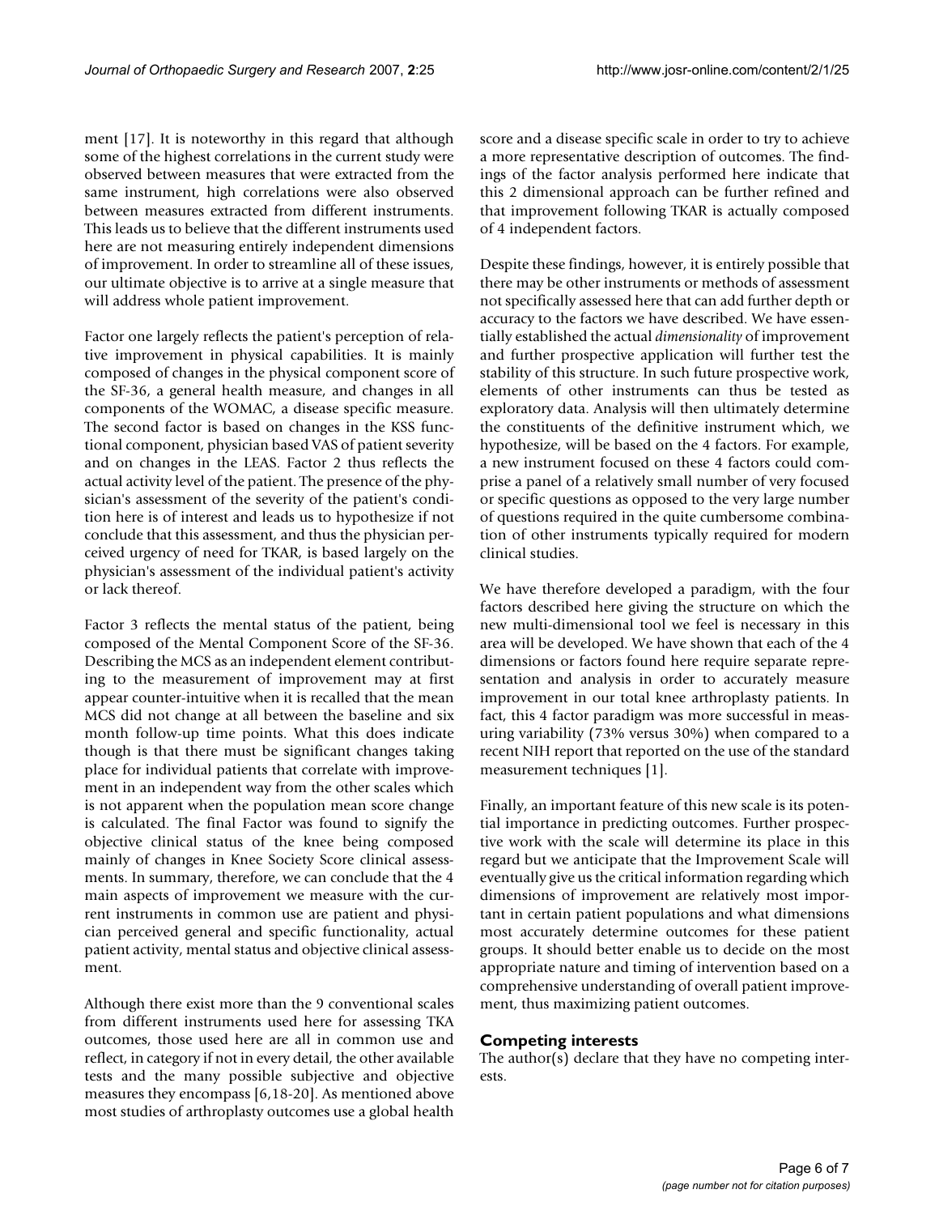ment [17]. It is noteworthy in this regard that although some of the highest correlations in the current study were observed between measures that were extracted from the same instrument, high correlations were also observed between measures extracted from different instruments. This leads us to believe that the different instruments used here are not measuring entirely independent dimensions of improvement. In order to streamline all of these issues, our ultimate objective is to arrive at a single measure that will address whole patient improvement.

Factor one largely reflects the patient's perception of relative improvement in physical capabilities. It is mainly composed of changes in the physical component score of the SF-36, a general health measure, and changes in all components of the WOMAC, a disease specific measure. The second factor is based on changes in the KSS functional component, physician based VAS of patient severity and on changes in the LEAS. Factor 2 thus reflects the actual activity level of the patient. The presence of the physician's assessment of the severity of the patient's condition here is of interest and leads us to hypothesize if not conclude that this assessment, and thus the physician perceived urgency of need for TKAR, is based largely on the physician's assessment of the individual patient's activity or lack thereof.

Factor 3 reflects the mental status of the patient, being composed of the Mental Component Score of the SF-36. Describing the MCS as an independent element contributing to the measurement of improvement may at first appear counter-intuitive when it is recalled that the mean MCS did not change at all between the baseline and six month follow-up time points. What this does indicate though is that there must be significant changes taking place for individual patients that correlate with improvement in an independent way from the other scales which is not apparent when the population mean score change is calculated. The final Factor was found to signify the objective clinical status of the knee being composed mainly of changes in Knee Society Score clinical assessments. In summary, therefore, we can conclude that the 4 main aspects of improvement we measure with the current instruments in common use are patient and physician perceived general and specific functionality, actual patient activity, mental status and objective clinical assessment.

Although there exist more than the 9 conventional scales from different instruments used here for assessing TKA outcomes, those used here are all in common use and reflect, in category if not in every detail, the other available tests and the many possible subjective and objective measures they encompass [6,18-20]. As mentioned above most studies of arthroplasty outcomes use a global health score and a disease specific scale in order to try to achieve a more representative description of outcomes. The findings of the factor analysis performed here indicate that this 2 dimensional approach can be further refined and that improvement following TKAR is actually composed of 4 independent factors.

Despite these findings, however, it is entirely possible that there may be other instruments or methods of assessment not specifically assessed here that can add further depth or accuracy to the factors we have described. We have essentially established the actual *dimensionality* of improvement and further prospective application will further test the stability of this structure. In such future prospective work, elements of other instruments can thus be tested as exploratory data. Analysis will then ultimately determine the constituents of the definitive instrument which, we hypothesize, will be based on the 4 factors. For example, a new instrument focused on these 4 factors could comprise a panel of a relatively small number of very focused or specific questions as opposed to the very large number of questions required in the quite cumbersome combination of other instruments typically required for modern clinical studies.

We have therefore developed a paradigm, with the four factors described here giving the structure on which the new multi-dimensional tool we feel is necessary in this area will be developed. We have shown that each of the 4 dimensions or factors found here require separate representation and analysis in order to accurately measure improvement in our total knee arthroplasty patients. In fact, this 4 factor paradigm was more successful in measuring variability (73% versus 30%) when compared to a recent NIH report that reported on the use of the standard measurement techniques [1].

Finally, an important feature of this new scale is its potential importance in predicting outcomes. Further prospective work with the scale will determine its place in this regard but we anticipate that the Improvement Scale will eventually give us the critical information regarding which dimensions of improvement are relatively most important in certain patient populations and what dimensions most accurately determine outcomes for these patient groups. It should better enable us to decide on the most appropriate nature and timing of intervention based on a comprehensive understanding of overall patient improvement, thus maximizing patient outcomes.

## Competing interests

The author(s) declare that they have no competing interests.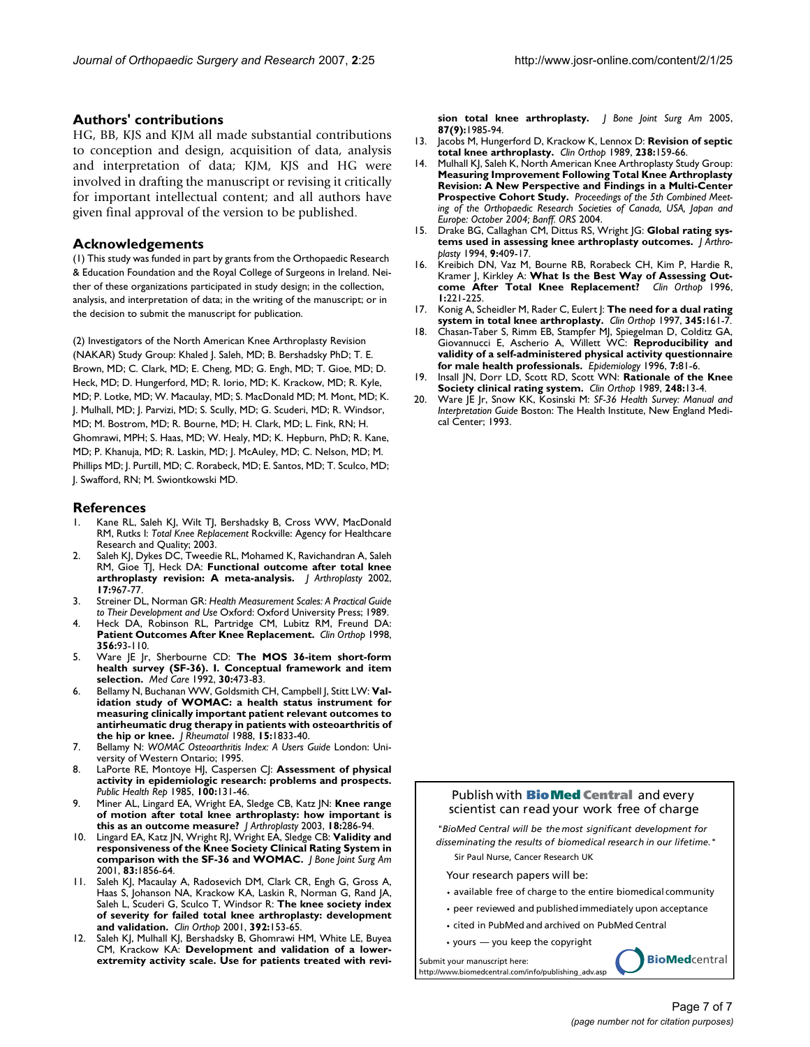## Authors' contributions

HG, BB, KJS and KJM all made substantial contributions to conception and design, acquisition of data, analysis and interpretation of data; KJM, KJS and HG were involved in drafting the manuscript or revising it critically for important intellectual content; and all authors have given final approval of the version to be published.

## Acknowledgements

(1) This study was funded in part by grants from the Orthopaedic Research & Education Foundation and the Royal College of Surgeons in Ireland. Neither of these organizations participated in study design; in the collection, analysis, and interpretation of data; in the writing of the manuscript; or in the decision to submit the manuscript for publication.

(2) Investigators of the North American Knee Arthroplasty Revision (NAKAR) Study Group: Khaled J. Saleh, MD; B. Bershadsky PhD; T. E. Brown, MD; C. Clark, MD; E. Cheng, MD; G. Engh, MD; T. Gioe, MD; D. Heck, MD; D. Hungerford, MD; R. Iorio, MD; K. Krackow, MD; R. Kyle, MD; P. Lotke, MD; W. Macaulay, MD; S. MacDonald MD; M. Mont, MD; K. J. Mulhall, MD; J. Parvizi, MD; S. Scully, MD; G. Scuderi, MD; R. Windsor, MD; M. Bostrom, MD; R. Bourne, MD; H. Clark, MD; L. Fink, RN; H. Ghomrawi, MPH; S. Haas, MD; W. Healy, MD; K. Hepburn, PhD; R. Kane, MD; P. Khanuja, MD; R. Laskin, MD; J. McAuley, MD; C. Nelson, MD; M. Phillips MD; J. Purtill, MD; C. Rorabeck, MD; E. Santos, MD; T. Sculco, MD; J. Swafford, RN; M. Swiontkowski MD.

## References

1. Kane RL, Saleh KJ, Wilt TJ, Bershadsky B, Cross WW, MacDonald RM, Rutks I: *Total Knee Replacement* Rockville: Agency for Healthcare Research and Quality; 2003.
2. Saleh KJ, Dykes DC, Tweedie RL, Mohamed K, Ravichandran A, Saleh RM, Gioe TJ, Heck DA: **Functional outcome after total knee arthroplasty revision: A meta-analysis.** *J Arthroplasty* 2002, **17:**967-77.
3. Streiner DL, Norman GR: *Health Measurement Scales: A Practical Guide to Their Development and Use* Oxford: Oxford University Press; 1989.
4. Heck DA, Robinson RL, Partridge CM, Lubitz RM, Freund DA: **Patient Outcomes After Knee Replacement.** *Clin Orthop* 1998, **356:**93-110.
5. Ware JE Jr, Sherbourne CD: **The MOS 36-item short-form health survey (SF-36). I. Conceptual framework and item selection.** *Med Care* 1992, **30:**473-83.
6. Bellamy N, Buchanan WW, Goldsmith CH, Campbell J, Stitt LW: **Validation study of WOMAC: a health status instrument for measuring clinically important patient relevant outcomes to antirheumatic drug therapy in patients with osteoarthritis of the hip or knee.** *J Rheumatol* 1988, **15:**1833-40.
7. Bellamy N: *WOMAC Osteoarthritis Index: A Users Guide* London: University of Western Ontario; 1995.
8. LaPorte RE, Montoye HJ, Caspersen CJ: **Assessment of physical activity in epidemiologic research: problems and prospects.** *Public Health Rep* 1985, **100:**131-46.
9. Miner AL, Lingard EA, Wright EA, Sledge CB, Katz JN: **Knee range of motion after total knee arthroplasty: how important is this as an outcome measure?** *J Arthroplasty* 2003, **18:**286-94.
10. Lingard EA, Katz JN, Wright RJ, Wright EA, Sledge CB: **Validity and responsiveness of the Knee Society Clinical Rating System in comparison with the SF-36 and WOMAC.** *J Bone Joint Surg Am* 2001, **83:**1856-64.
11. Saleh KJ, Macaulay A, Radosevich DM, Clark CR, Engh G, Gross A, Haas S, Johanson NA, Krackow KA, Laskin R, Norman G, Rand JA, Saleh L, Scuderi G, Sculco T, Windsor R: **The knee society index of severity for failed total knee arthroplasty: development and validation.** *Clin Orthop* 2001, **392:**153-65.
12. Saleh KJ, Mulhall KJ, Bershadsky B, Ghomrawi HM, White LE, Buyea CM, Krackow KA: **Development and validation of a lower-extremity activity scale. Use for patients treated with revision total knee arthroplasty.** *J Bone Joint Surg Am* 2005, **87(9):**1985-94.
13. Jacobs M, Hungerford D, Krackow K, Lennox D: **Revision of septic total knee arthroplasty.** *Clin Orthop* 1989, **238:**159-66.
14. Mulhall KJ, Saleh K, North American Knee Arthroplasty Study Group: **Measuring Improvement Following Total Knee Arthroplasty Revision: A New Perspective and Findings in a Multi-Center Prospective Cohort Study.** *Proceedings of the 5th Combined Meeting of the Orthopaedic Research Societies of Canada, USA, Japan and Europe: October 2004; Banff. ORS* 2004.
15. Drake BG, Callaghan CM, Dittus RS, Wright JG: **Global rating systems used in assessing knee arthroplasty outcomes.** *J Arthroplasty* 1994, **9:**409-17.
16. Kreibich DN, Vaz M, Bourne RB, Rorabeck CH, Kim P, Hardie R, Kramer J, Kirkley A: **What Is the Best Way of Assessing Outcome After Total Knee Replacement?** *Clin Orthop* 1996, **1:**221-225.
17. Konig A, Scheidler M, Rader C, Eulert J: **The need for a dual rating system in total knee arthroplasty.** *Clin Orthop* 1997, **345:**161-7.
18. Chasan-Taber S, Rimm EB, Stampfer MJ, Spiegelman D, Colditz GA, Giovannucci E, Ascherio A, Willett WC: **Reproducibility and validity of a self-administered physical activity questionnaire for male health professionals.** *Epidemiology* 1996, **7:**81-6.
19. Insall JN, Dorr LD, Scott RD, Scott WN: **Rationale of the Knee Society clinical rating system.** *Clin Orthop* 1989, **248:**13-4.
20. Ware JE Jr, Snow KK, Kosinski M: *SF-36 Health Survey: Manual and Interpretation Guide* Boston: The Health Institute, New England Medical Center; 1993.

Publish with **BioMed Central** and every scientist can read your work free of charge

*"BioMed Central will be the most significant development for disseminating the results of biomedical research in our lifetime."*

Sir Paul Nurse, Cancer Research UK

Your research papers will be:

- available free of charge to the entire biomedical community
- peer reviewed and published immediately upon acceptance
- cited in PubMed and archived on PubMed Central
- yours — you keep the copyright

Submit your manuscript here:
http://www.biomedcentral.com/info/publishing_adv.asp

BioMedcentral